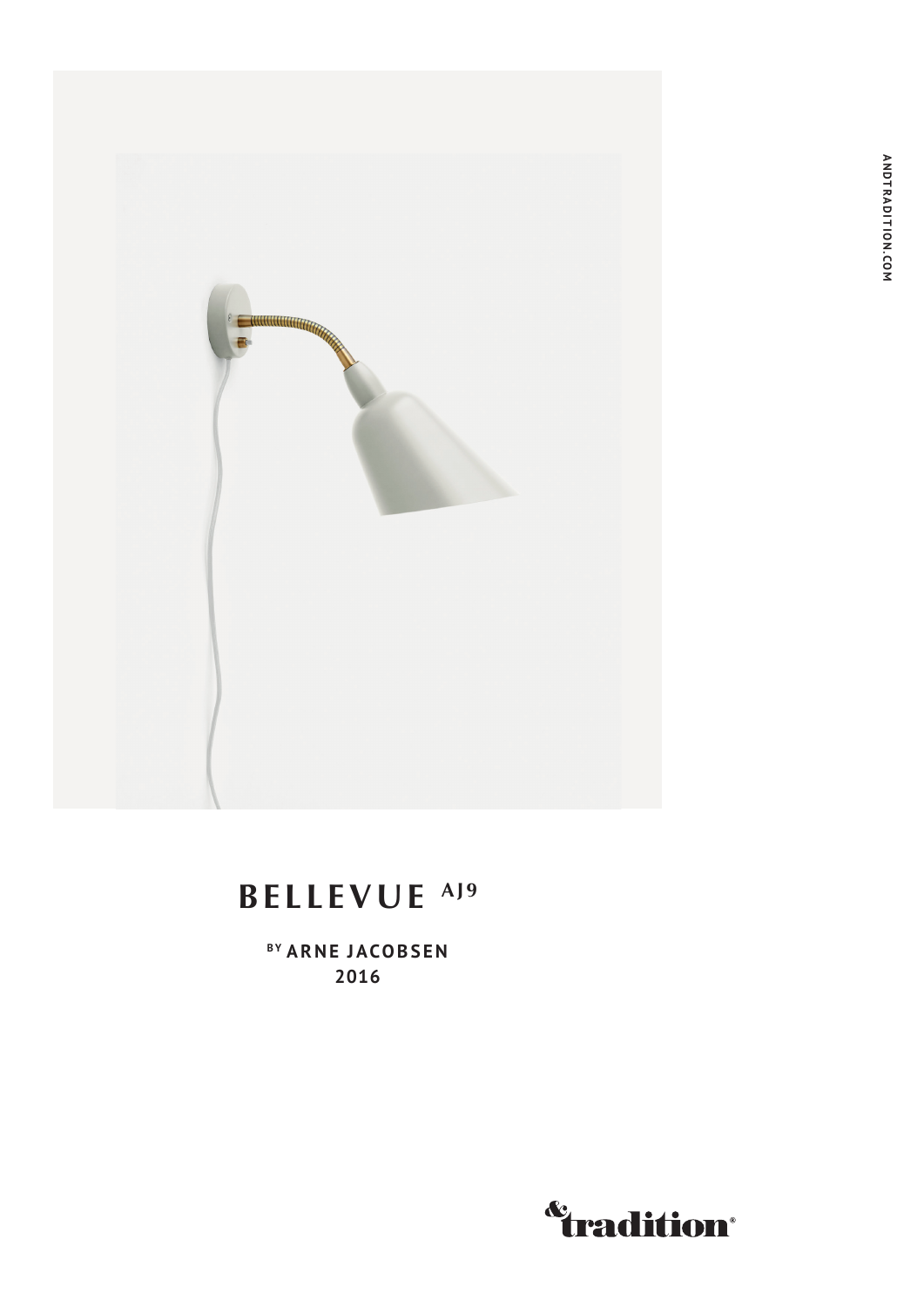# BELLEVUE AJ9

BY ARNE JACOBSEN
2016

&tradition®

ANDTRADITION.COM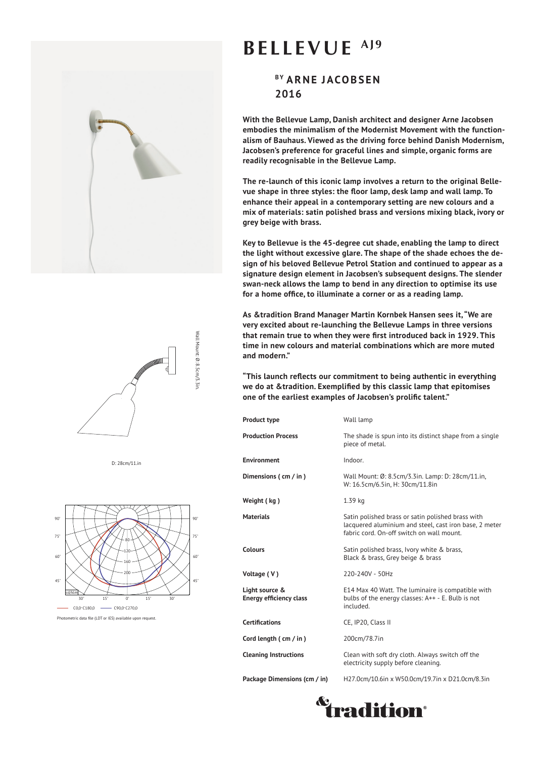# BELLEVUE AJ9

## BY ARNE JACOBSEN
## 2016

**With the Bellevue Lamp, Danish architect and designer Arne Jacobsen embodies the minimalism of the Modernist Movement with the functionalism of Bauhaus. Viewed as the driving force behind Danish Modernism, Jacobsen's preference for graceful lines and simple, organic forms are readily recognisable in the Bellevue Lamp.**

**The re-launch of this iconic lamp involves a return to the original Bellevue shape in three styles: the floor lamp, desk lamp and wall lamp. To enhance their appeal in a contemporary setting are new colours and a mix of materials: satin polished brass and versions mixing black, ivory or grey beige with brass.**

**Key to Bellevue is the 45-degree cut shade, enabling the lamp to direct the light without excessive glare. The shape of the shade echoes the design of his beloved Bellevue Petrol Station and continued to appear as a signature design element in Jacobsen's subsequent designs. The slender swan-neck allows the lamp to bend in any direction to optimise its use for a home office, to illuminate a corner or as a reading lamp.**

**As &tradition Brand Manager Martin Kornbek Hansen sees it, "We are very excited about re-launching the Bellevue Lamps in three versions that remain true to when they were first introduced back in 1929. This time in new colours and material combinations which are more muted and modern."**

**"This launch reflects our commitment to being authentic in everything we do at &tradition. Exemplified by this classic lamp that epitomises one of the earliest examples of Jacobsen's prolific talent."**

Wall Mount: Ø: 8.5cm/3.3in.

D: 28cm/11.in

— C0,0-C180,0 — C90,0-C270,0

Photometric data file (LDT or IES) available upon request.

| | |
|---|---|
| **Product type** | Wall lamp |
| **Production Process** | The shade is spun into its distinct shape from a single piece of metal. |
| **Environment** | Indoor. |
| **Dimensions ( cm / in )** | Wall Mount: Ø: 8.5cm/3.3in. Lamp: D: 28cm/11.in, W: 16.5cm/6.5in, H: 30cm/11.8in |
| **Weight ( kg )** | 1.39 kg |
| **Materials** | Satin polished brass or satin polished brass with lacquered aluminium and steel, cast iron base, 2 meter fabric cord. On-off switch on wall mount. |
| **Colours** | Satin polished brass, Ivory white & brass, Black & brass, Grey beige & brass |
| **Voltage ( V )** | 220-240V - 50Hz |
| **Light source & Energy efficiency class** | E14 Max 40 Watt. The luminaire is compatible with bulbs of the energy classes: A++ - E. Bulb is not included. |
| **Certifications** | CE, IP20, Class II |
| **Cord length ( cm / in )** | 200cm/78.7in |
| **Cleaning Instructions** | Clean with soft dry cloth. Always switch off the electricity supply before cleaning. |
| **Package Dimensions (cm / in)** | H27.0cm/10.6in x W50.0cm/19.7in x D21.0cm/8.3in |

&tradition®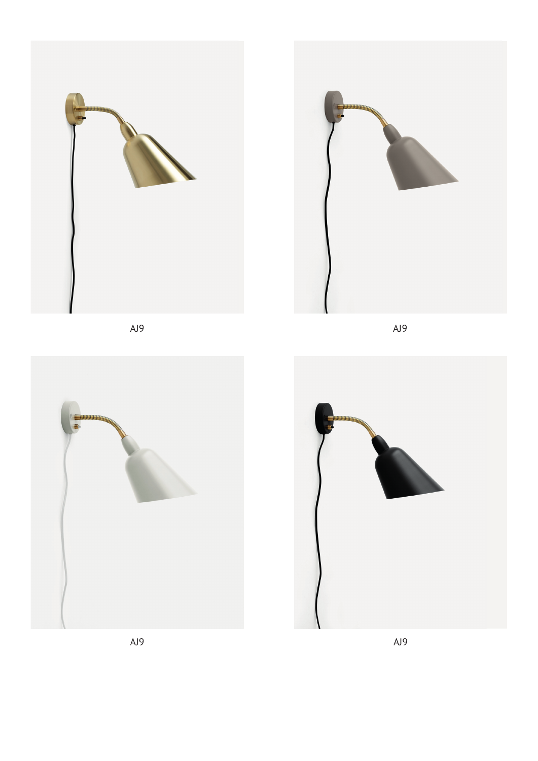AJ9

AJ9

AJ9

AJ9